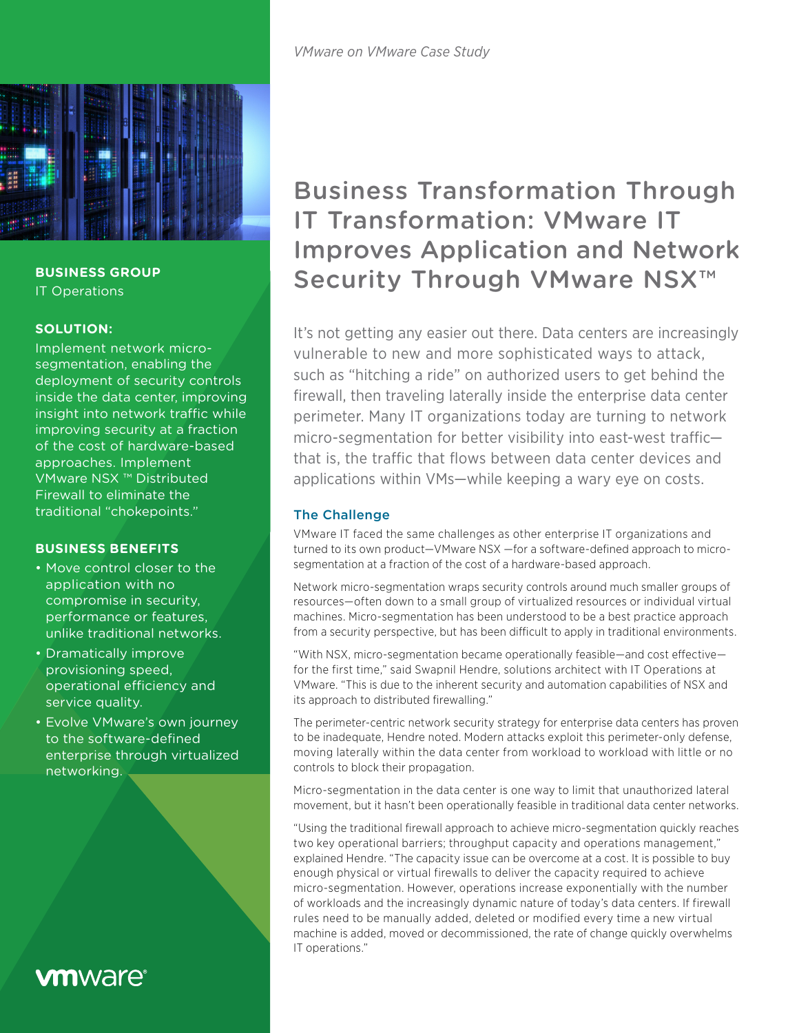*VMware on VMware Case Study*

# Business Transformation Through IT Transformation: VMware IT Improves Application and Network Security Through VMware NSX™

**BUSINESS GROUP**
IT Operations

**SOLUTION:**
Implement network micro-segmentation, enabling the deployment of security controls inside the data center, improving insight into network traffic while improving security at a fraction of the cost of hardware-based approaches. Implement VMware NSX ™ Distributed Firewall to eliminate the traditional "chokepoints."

**BUSINESS BENEFITS**

- Move control closer to the application with no compromise in security, performance or features, unlike traditional networks.
- Dramatically improve provisioning speed, operational efficiency and service quality.
- Evolve VMware's own journey to the software-defined enterprise through virtualized networking.

It's not getting any easier out there. Data centers are increasingly vulnerable to new and more sophisticated ways to attack, such as "hitching a ride" on authorized users to get behind the firewall, then traveling laterally inside the enterprise data center perimeter. Many IT organizations today are turning to network micro-segmentation for better visibility into east-west traffic—that is, the traffic that flows between data center devices and applications within VMs—while keeping a wary eye on costs.

## The Challenge

VMware IT faced the same challenges as other enterprise IT organizations and turned to its own product—VMware NSX —for a software-defined approach to micro-segmentation at a fraction of the cost of a hardware-based approach.

Network micro-segmentation wraps security controls around much smaller groups of resources—often down to a small group of virtualized resources or individual virtual machines. Micro-segmentation has been understood to be a best practice approach from a security perspective, but has been difficult to apply in traditional environments.

"With NSX, micro-segmentation became operationally feasible—and cost effective—for the first time," said Swapnil Hendre, solutions architect with IT Operations at VMware. "This is due to the inherent security and automation capabilities of NSX and its approach to distributed firewalling."

The perimeter-centric network security strategy for enterprise data centers has proven to be inadequate, Hendre noted. Modern attacks exploit this perimeter-only defense, moving laterally within the data center from workload to workload with little or no controls to block their propagation.

Micro-segmentation in the data center is one way to limit that unauthorized lateral movement, but it hasn't been operationally feasible in traditional data center networks.

"Using the traditional firewall approach to achieve micro-segmentation quickly reaches two key operational barriers; throughput capacity and operations management," explained Hendre. "The capacity issue can be overcome at a cost. It is possible to buy enough physical or virtual firewalls to deliver the capacity required to achieve micro-segmentation. However, operations increase exponentially with the number of workloads and the increasingly dynamic nature of today's data centers. If firewall rules need to be manually added, deleted or modified every time a new virtual machine is added, moved or decommissioned, the rate of change quickly overwhelms IT operations."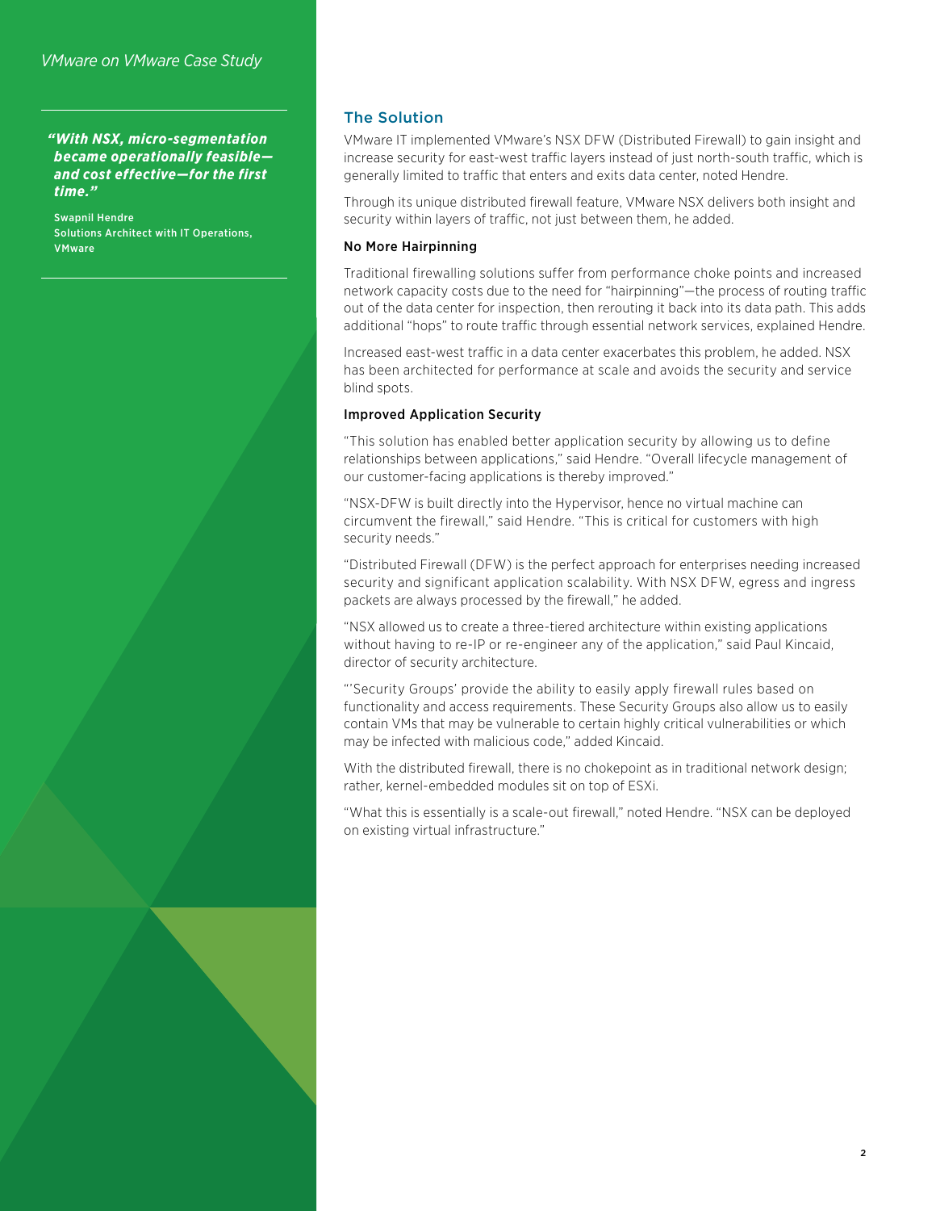*"With NSX, micro-segmentation became operationally feasible—and cost effective—for the first time."*

Swapnil Hendre
Solutions Architect with IT Operations, VMware

## The Solution

VMware IT implemented VMware's NSX DFW (Distributed Firewall) to gain insight and increase security for east-west traffic layers instead of just north-south traffic, which is generally limited to traffic that enters and exits data center, noted Hendre.

Through its unique distributed firewall feature, VMware NSX delivers both insight and security within layers of traffic, not just between them, he added.

### No More Hairpinning

Traditional firewalling solutions suffer from performance choke points and increased network capacity costs due to the need for "hairpinning"—the process of routing traffic out of the data center for inspection, then rerouting it back into its data path. This adds additional "hops" to route traffic through essential network services, explained Hendre.

Increased east-west traffic in a data center exacerbates this problem, he added. NSX has been architected for performance at scale and avoids the security and service blind spots.

### Improved Application Security

"This solution has enabled better application security by allowing us to define relationships between applications," said Hendre. "Overall lifecycle management of our customer-facing applications is thereby improved."

"NSX-DFW is built directly into the Hypervisor, hence no virtual machine can circumvent the firewall," said Hendre. "This is critical for customers with high security needs."

"Distributed Firewall (DFW) is the perfect approach for enterprises needing increased security and significant application scalability. With NSX DFW, egress and ingress packets are always processed by the firewall," he added.

"NSX allowed us to create a three-tiered architecture within existing applications without having to re-IP or re-engineer any of the application," said Paul Kincaid, director of security architecture.

"'Security Groups' provide the ability to easily apply firewall rules based on functionality and access requirements. These Security Groups also allow us to easily contain VMs that may be vulnerable to certain highly critical vulnerabilities or which may be infected with malicious code," added Kincaid.

With the distributed firewall, there is no chokepoint as in traditional network design; rather, kernel-embedded modules sit on top of ESXi.

"What this is essentially is a scale-out firewall," noted Hendre. "NSX can be deployed on existing virtual infrastructure."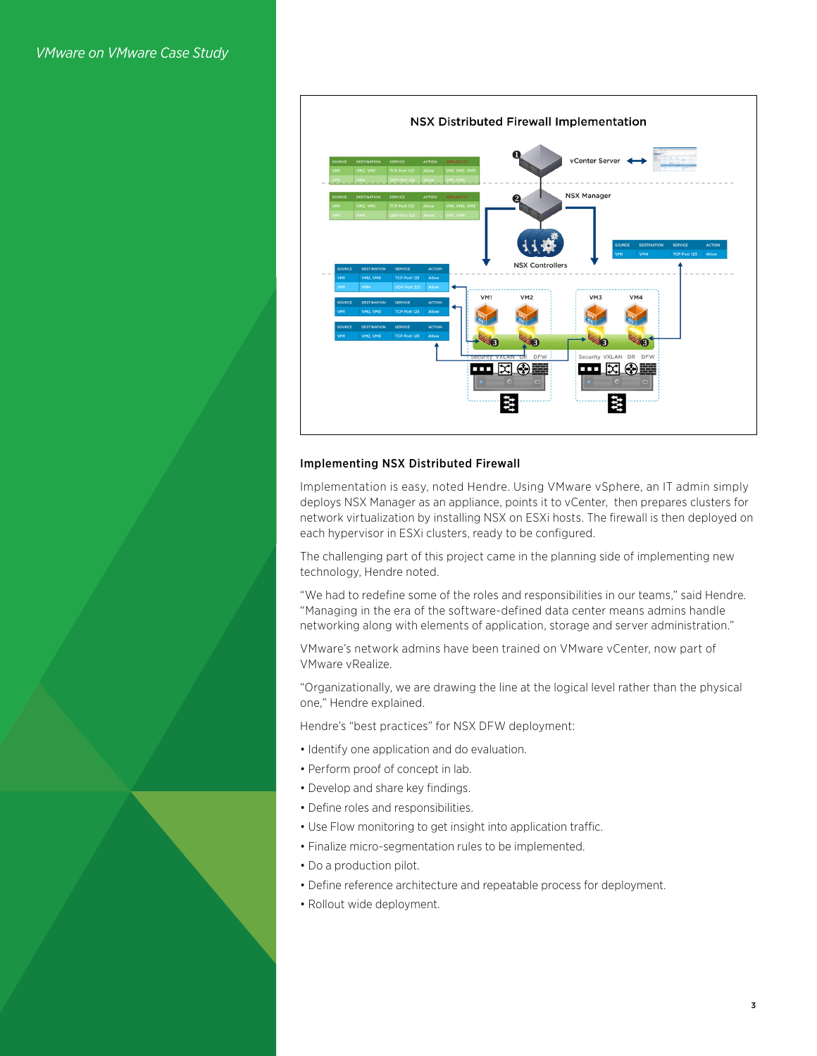**NSX Distributed Firewall Implementation**

### Implementing NSX Distributed Firewall

Implementation is easy, noted Hendre. Using VMware vSphere, an IT admin simply deploys NSX Manager as an appliance, points it to vCenter, then prepares clusters for network virtualization by installing NSX on ESXi hosts. The firewall is then deployed on each hypervisor in ESXi clusters, ready to be configured.

The challenging part of this project came in the planning side of implementing new technology, Hendre noted.

"We had to redefine some of the roles and responsibilities in our teams," said Hendre. "Managing in the era of the software-defined data center means admins handle networking along with elements of application, storage and server administration."

VMware's network admins have been trained on VMware vCenter, now part of VMware vRealize.

"Organizationally, we are drawing the line at the logical level rather than the physical one," Hendre explained.

Hendre's "best practices" for NSX DFW deployment:

- Identify one application and do evaluation.
- Perform proof of concept in lab.
- Develop and share key findings.
- Define roles and responsibilities.
- Use Flow monitoring to get insight into application traffic.
- Finalize micro-segmentation rules to be implemented.
- Do a production pilot.
- Define reference architecture and repeatable process for deployment.
- Rollout wide deployment.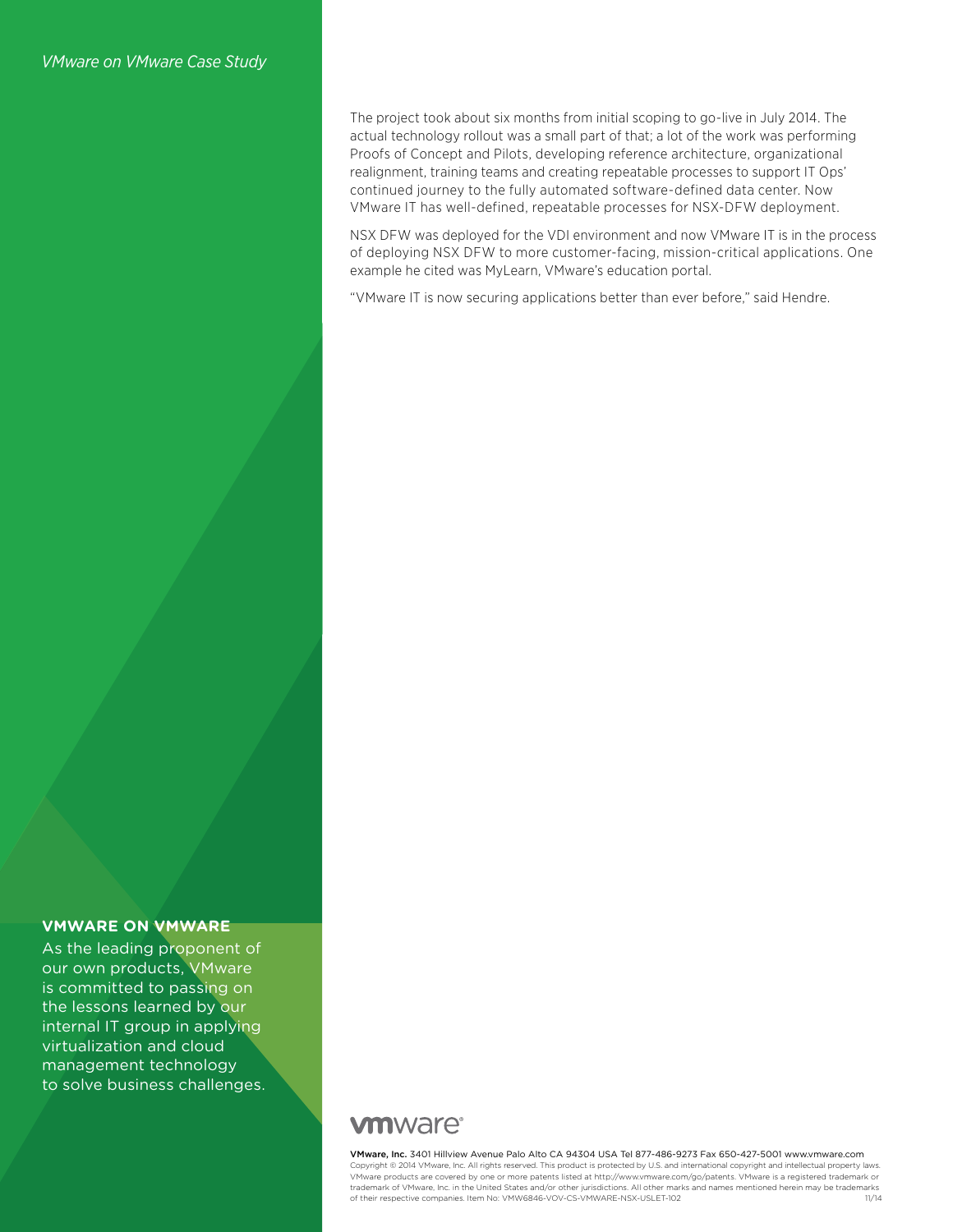The project took about six months from initial scoping to go-live in July 2014. The actual technology rollout was a small part of that; a lot of the work was performing Proofs of Concept and Pilots, developing reference architecture, organizational realignment, training teams and creating repeatable processes to support IT Ops' continued journey to the fully automated software-defined data center. Now VMware IT has well-defined, repeatable processes for NSX-DFW deployment.

NSX DFW was deployed for the VDI environment and now VMware IT is in the process of deploying NSX DFW to more customer-facing, mission-critical applications. One example he cited was MyLearn, VMware's education portal.

"VMware IT is now securing applications better than ever before," said Hendre.

**VMWARE ON VMWARE**

As the leading proponent of our own products, VMware is committed to passing on the lessons learned by our internal IT group in applying virtualization and cloud management technology to solve business challenges.

**VMware, Inc.** 3401 Hillview Avenue Palo Alto CA 94304 USA Tel 877-486-9273 Fax 650-427-5001 www.vmware.com
Copyright © 2014 VMware, Inc. All rights reserved. This product is protected by U.S. and international copyright and intellectual property laws. VMware products are covered by one or more patents listed at http://www.vmware.com/go/patents. VMware is a registered trademark or trademark of VMware, Inc. in the United States and/or other jurisdictions. All other marks and names mentioned herein may be trademarks of their respective companies. Item No: VMW6846-VOV-CS-VMWARE-NSX-USLET-102 11/14